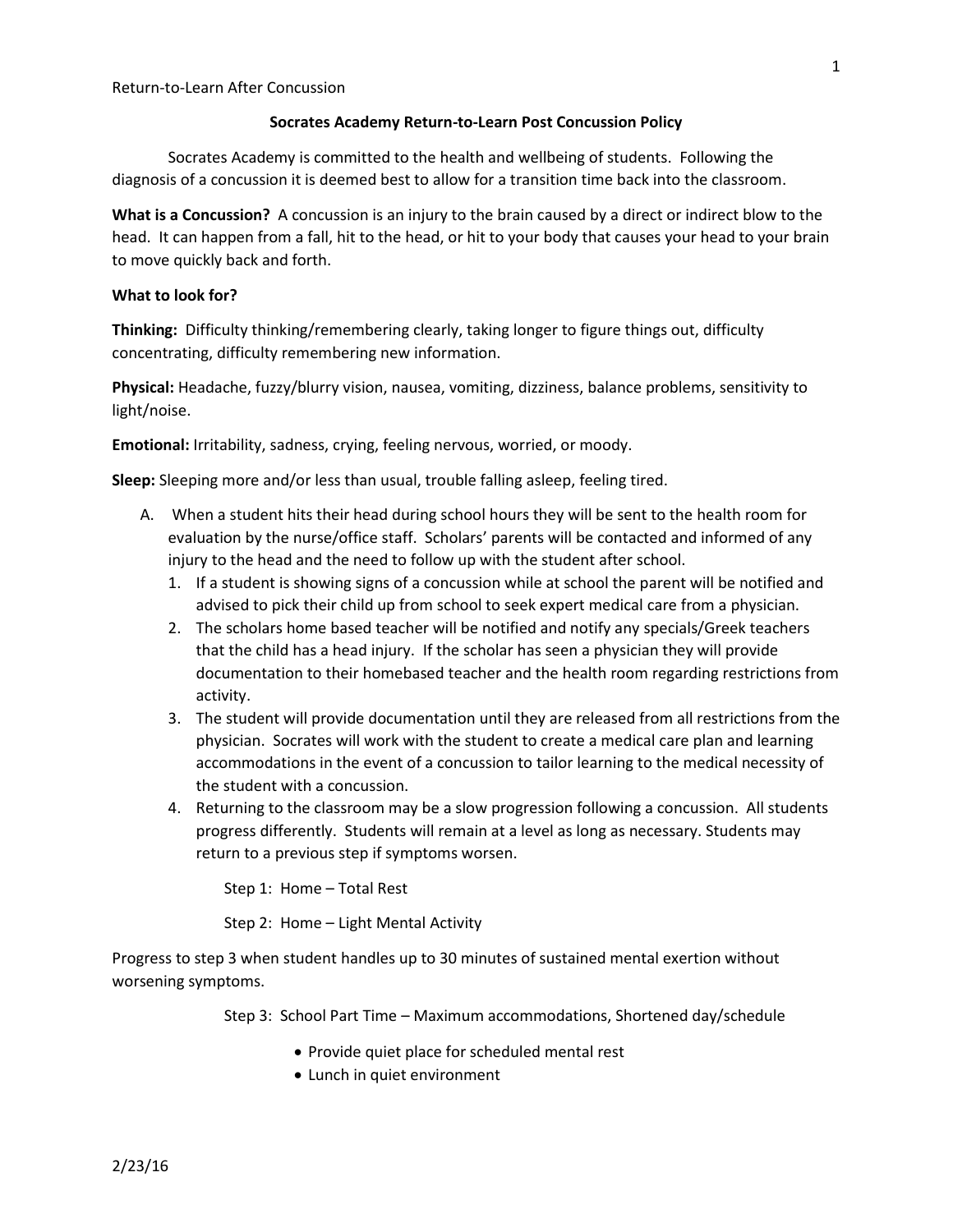Return-to-Learn After Concussion

# Socrates Academy Return-to-Learn Post Concussion Policy

Socrates Academy is committed to the health and wellbeing of students. Following the diagnosis of a concussion it is deemed best to allow for a transition time back into the classroom.

**What is a Concussion?** A concussion is an injury to the brain caused by a direct or indirect blow to the head. It can happen from a fall, hit to the head, or hit to your body that causes your head to your brain to move quickly back and forth.

**What to look for?**

**Thinking:** Difficulty thinking/remembering clearly, taking longer to figure things out, difficulty concentrating, difficulty remembering new information.

**Physical:** Headache, fuzzy/blurry vision, nausea, vomiting, dizziness, balance problems, sensitivity to light/noise.

**Emotional:** Irritability, sadness, crying, feeling nervous, worried, or moody.

**Sleep:** Sleeping more and/or less than usual, trouble falling asleep, feeling tired.

A. When a student hits their head during school hours they will be sent to the health room for evaluation by the nurse/office staff. Scholars' parents will be contacted and informed of any injury to the head and the need to follow up with the student after school.
   1. If a student is showing signs of a concussion while at school the parent will be notified and advised to pick their child up from school to seek expert medical care from a physician.
   2. The scholars home based teacher will be notified and notify any specials/Greek teachers that the child has a head injury. If the scholar has seen a physician they will provide documentation to their homebased teacher and the health room regarding restrictions from activity.
   3. The student will provide documentation until they are released from all restrictions from the physician. Socrates will work with the student to create a medical care plan and learning accommodations in the event of a concussion to tailor learning to the medical necessity of the student with a concussion.
   4. Returning to the classroom may be a slow progression following a concussion. All students progress differently. Students will remain at a level as long as necessary. Students may return to a previous step if symptoms worsen.

      Step 1: Home – Total Rest

      Step 2: Home – Light Mental Activity

Progress to step 3 when student handles up to 30 minutes of sustained mental exertion without worsening symptoms.

Step 3: School Part Time – Maximum accommodations, Shortened day/schedule

- Provide quiet place for scheduled mental rest
- Lunch in quiet environment

2/23/16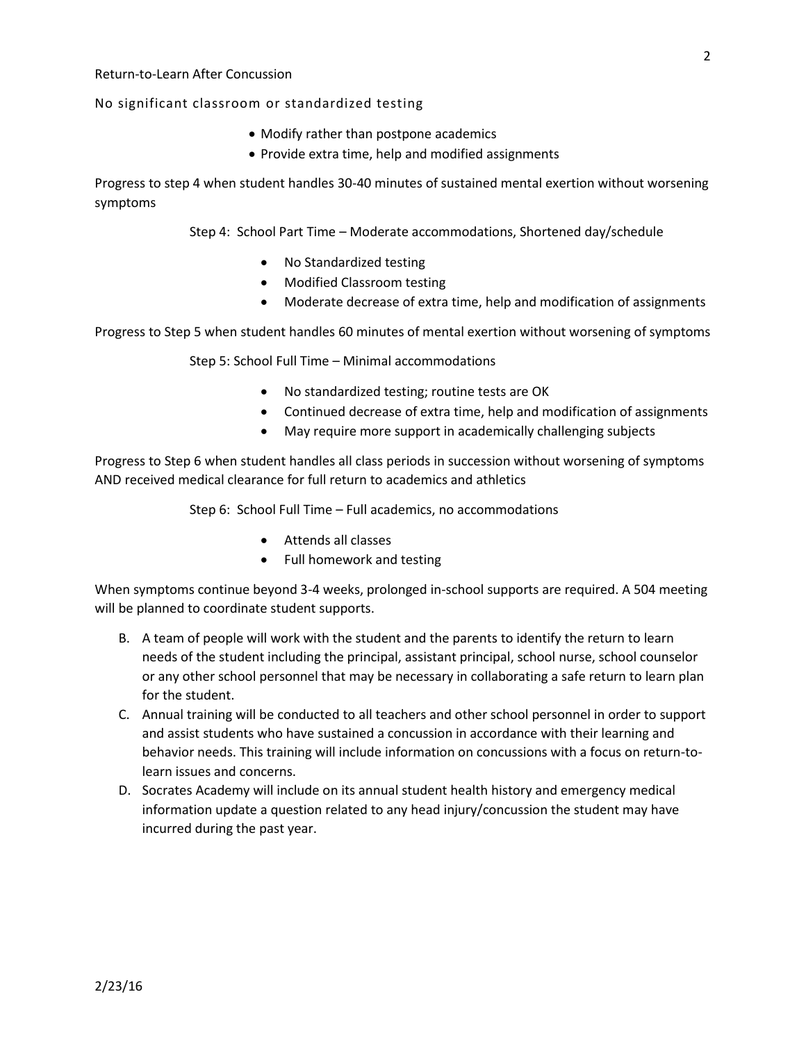No significant classroom or standardized testing

- Modify rather than postpone academics
- Provide extra time, help and modified assignments

Progress to step 4 when student handles 30-40 minutes of sustained mental exertion without worsening symptoms

Step 4: School Part Time – Moderate accommodations, Shortened day/schedule

- No Standardized testing
- Modified Classroom testing
- Moderate decrease of extra time, help and modification of assignments

Progress to Step 5 when student handles 60 minutes of mental exertion without worsening of symptoms

Step 5: School Full Time – Minimal accommodations

- No standardized testing; routine tests are OK
- Continued decrease of extra time, help and modification of assignments
- May require more support in academically challenging subjects

Progress to Step 6 when student handles all class periods in succession without worsening of symptoms AND received medical clearance for full return to academics and athletics

Step 6: School Full Time – Full academics, no accommodations

- Attends all classes
- Full homework and testing

When symptoms continue beyond 3-4 weeks, prolonged in-school supports are required. A 504 meeting will be planned to coordinate student supports.

B. A team of people will work with the student and the parents to identify the return to learn needs of the student including the principal, assistant principal, school nurse, school counselor or any other school personnel that may be necessary in collaborating a safe return to learn plan for the student.

C. Annual training will be conducted to all teachers and other school personnel in order to support and assist students who have sustained a concussion in accordance with their learning and behavior needs. This training will include information on concussions with a focus on return-to-learn issues and concerns.

D. Socrates Academy will include on its annual student health history and emergency medical information update a question related to any head injury/concussion the student may have incurred during the past year.